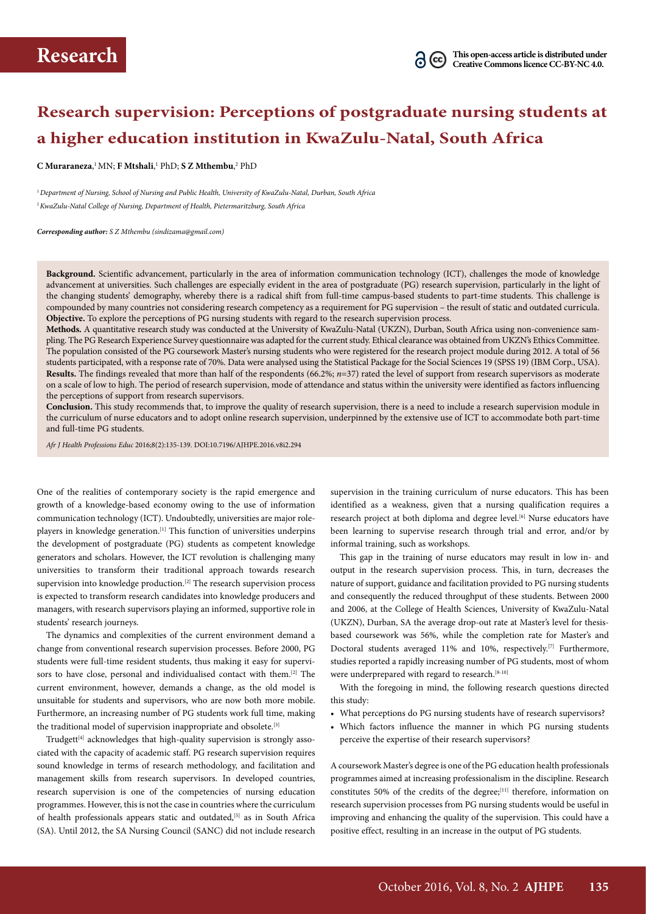# Research

This open-access article is distributed under Creative Commons licence CC-BY-NC 4.0.

## Research supervision: Perceptions of postgraduate nursing students at a higher education institution in KwaZulu-Natal, South Africa

**C Muraraneza**,[1] MN; **F Mtshali**,[1] PhD; **S Z Mthembu**,[2] PhD

[1] *Department of Nursing, School of Nursing and Public Health, University of KwaZulu-Natal, Durban, South Africa*

[2] *KwaZulu-Natal College of Nursing, Department of Health, Pietermaritzburg, South Africa*

***Corresponding author:*** *S Z Mthembu (sindizama@gmail.com)*

**Background.** Scientific advancement, particularly in the area of information communication technology (ICT), challenges the mode of knowledge advancement at universities. Such challenges are especially evident in the area of postgraduate (PG) research supervision, particularly in the light of the changing students' demography, whereby there is a radical shift from full-time campus-based students to part-time students. This challenge is compounded by many countries not considering research competency as a requirement for PG supervision – the result of static and outdated curricula.

**Objective.** To explore the perceptions of PG nursing students with regard to the research supervision process.

**Methods.** A quantitative research study was conducted at the University of KwaZulu-Natal (UKZN), Durban, South Africa using non-convenience sampling. The PG Research Experience Survey questionnaire was adapted for the current study. Ethical clearance was obtained from UKZN's Ethics Committee. The population consisted of the PG coursework Master's nursing students who were registered for the research project module during 2012. A total of 56 students participated, with a response rate of 70%. Data were analysed using the Statistical Package for the Social Sciences 19 (SPSS 19) (IBM Corp., USA).

**Results.** The findings revealed that more than half of the respondents (66.2%; *n*=37) rated the level of support from research supervisors as moderate on a scale of low to high. The period of research supervision, mode of attendance and status within the university were identified as factors influencing the perceptions of support from research supervisors.

**Conclusion.** This study recommends that, to improve the quality of research supervision, there is a need to include a research supervision module in the curriculum of nurse educators and to adopt online research supervision, underpinned by the extensive use of ICT to accommodate both part-time and full-time PG students.

*Afr J Health Professions Educ* 2016;8(2):135-139. DOI:10.7196/AJHPE.2016.v8i2.294

One of the realities of contemporary society is the rapid emergence and growth of a knowledge-based economy owing to the use of information communication technology (ICT). Undoubtedly, universities are major role-players in knowledge generation.[1] This function of universities underpins the development of postgraduate (PG) students as competent knowledge generators and scholars. However, the ICT revolution is challenging many universities to transform their traditional approach towards research supervision into knowledge production.[2] The research supervision process is expected to transform research candidates into knowledge producers and managers, with research supervisors playing an informed, supportive role in students' research journeys.

The dynamics and complexities of the current environment demand a change from conventional research supervision processes. Before 2000, PG students were full-time resident students, thus making it easy for supervisors to have close, personal and individualised contact with them.[2] The current environment, however, demands a change, as the old model is unsuitable for students and supervisors, who are now both more mobile. Furthermore, an increasing number of PG students work full time, making the traditional model of supervision inappropriate and obsolete.[3]

Trudgett[4] acknowledges that high-quality supervision is strongly associated with the capacity of academic staff. PG research supervision requires sound knowledge in terms of research methodology, and facilitation and management skills from research supervisors. In developed countries, research supervision is one of the competencies of nursing education programmes. However, this is not the case in countries where the curriculum of health professionals appears static and outdated,[5] as in South Africa (SA). Until 2012, the SA Nursing Council (SANC) did not include research supervision in the training curriculum of nurse educators. This has been identified as a weakness, given that a nursing qualification requires a research project at both diploma and degree level.[6] Nurse educators have been learning to supervise research through trial and error, and/or by informal training, such as workshops.

This gap in the training of nurse educators may result in low in- and output in the research supervision process. This, in turn, decreases the nature of support, guidance and facilitation provided to PG nursing students and consequently the reduced throughput of these students. Between 2000 and 2006, at the College of Health Sciences, University of KwaZulu-Natal (UKZN), Durban, SA the average drop-out rate at Master's level for thesis-based coursework was 56%, while the completion rate for Master's and Doctoral students averaged 11% and 10%, respectively.[7] Furthermore, studies reported a rapidly increasing number of PG students, most of whom were underprepared with regard to research.[8-10]

With the foregoing in mind, the following research questions directed this study:

- What perceptions do PG nursing students have of research supervisors?
- Which factors influence the manner in which PG nursing students perceive the expertise of their research supervisors?

A coursework Master's degree is one of the PG education health professionals programmes aimed at increasing professionalism in the discipline. Research constitutes 50% of the credits of the degree;[11] therefore, information on research supervision processes from PG nursing students would be useful in improving and enhancing the quality of the supervision. This could have a positive effect, resulting in an increase in the output of PG students.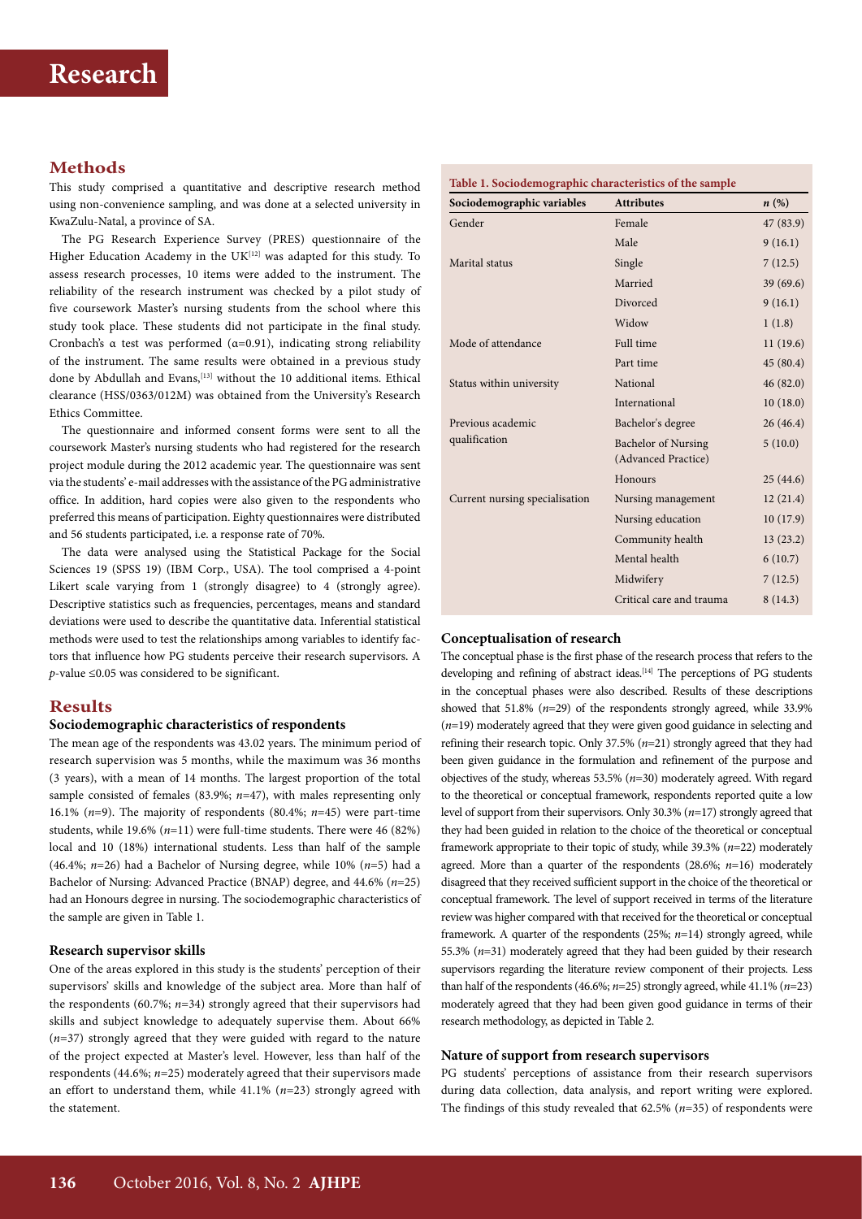## Methods

This study comprised a quantitative and descriptive research method using non-convenience sampling, and was done at a selected university in KwaZulu-Natal, a province of SA.

The PG Research Experience Survey (PRES) questionnaire of the Higher Education Academy in the UK[12] was adapted for this study. To assess research processes, 10 items were added to the instrument. The reliability of the research instrument was checked by a pilot study of five coursework Master's nursing students from the school where this study took place. These students did not participate in the final study. Cronbach's α test was performed (α=0.91), indicating strong reliability of the instrument. The same results were obtained in a previous study done by Abdullah and Evans,[13] without the 10 additional items. Ethical clearance (HSS/0363/012M) was obtained from the University's Research Ethics Committee.

The questionnaire and informed consent forms were sent to all the coursework Master's nursing students who had registered for the research project module during the 2012 academic year. The questionnaire was sent via the students' e-mail addresses with the assistance of the PG administrative office. In addition, hard copies were also given to the respondents who preferred this means of participation. Eighty questionnaires were distributed and 56 students participated, i.e. a response rate of 70%.

The data were analysed using the Statistical Package for the Social Sciences 19 (SPSS 19) (IBM Corp., USA). The tool comprised a 4-point Likert scale varying from 1 (strongly disagree) to 4 (strongly agree). Descriptive statistics such as frequencies, percentages, means and standard deviations were used to describe the quantitative data. Inferential statistical methods were used to test the relationships among variables to identify factors that influence how PG students perceive their research supervisors. A *p*-value ≤0.05 was considered to be significant.

## Results

### Sociodemographic characteristics of respondents

The mean age of the respondents was 43.02 years. The minimum period of research supervision was 5 months, while the maximum was 36 months (3 years), with a mean of 14 months. The largest proportion of the total sample consisted of females (83.9%; *n*=47), with males representing only 16.1% (*n*=9). The majority of respondents (80.4%; *n*=45) were part-time students, while 19.6% (*n*=11) were full-time students. There were 46 (82%) local and 10 (18%) international students. Less than half of the sample (46.4%; *n*=26) had a Bachelor of Nursing degree, while 10% (*n*=5) had a Bachelor of Nursing: Advanced Practice (BNAP) degree, and 44.6% (*n*=25) had an Honours degree in nursing. The sociodemographic characteristics of the sample are given in Table 1.

**Table 1. Sociodemographic characteristics of the sample**

| Sociodemographic variables | Attributes | *n* (%) |
|---|---|---|
| Gender | Female | 47 (83.9) |
| | Male | 9 (16.1) |
| Marital status | Single | 7 (12.5) |
| | Married | 39 (69.6) |
| | Divorced | 9 (16.1) |
| | Widow | 1 (1.8) |
| Mode of attendance | Full time | 11 (19.6) |
| | Part time | 45 (80.4) |
| Status within university | National | 46 (82.0) |
| | International | 10 (18.0) |
| Previous academic qualification | Bachelor's degree | 26 (46.4) |
| | Bachelor of Nursing (Advanced Practice) | 5 (10.0) |
| | Honours | 25 (44.6) |
| Current nursing specialisation | Nursing management | 12 (21.4) |
| | Nursing education | 10 (17.9) |
| | Community health | 13 (23.2) |
| | Mental health | 6 (10.7) |
| | Midwifery | 7 (12.5) |
| | Critical care and trauma | 8 (14.3) |

### Research supervisor skills

One of the areas explored in this study is the students' perception of their supervisors' skills and knowledge of the subject area. More than half of the respondents (60.7%; *n*=34) strongly agreed that their supervisors had skills and subject knowledge to adequately supervise them. About 66% (*n*=37) strongly agreed that they were guided with regard to the nature of the project expected at Master's level. However, less than half of the respondents (44.6%; *n*=25) moderately agreed that their supervisors made an effort to understand them, while 41.1% (*n*=23) strongly agreed with the statement.

### Conceptualisation of research

The conceptual phase is the first phase of the research process that refers to the developing and refining of abstract ideas.[14] The perceptions of PG students in the conceptual phases were also described. Results of these descriptions showed that 51.8% (*n*=29) of the respondents strongly agreed, while 33.9% (*n*=19) moderately agreed that they were given good guidance in selecting and refining their research topic. Only 37.5% (*n*=21) strongly agreed that they had been given guidance in the formulation and refinement of the purpose and objectives of the study, whereas 53.5% (*n*=30) moderately agreed. With regard to the theoretical or conceptual framework, respondents reported quite a low level of support from their supervisors. Only 30.3% (*n*=17) strongly agreed that they had been guided in relation to the choice of the theoretical or conceptual framework appropriate to their topic of study, while 39.3% (*n*=22) moderately agreed. More than a quarter of the respondents (28.6%; *n*=16) moderately disagreed that they received sufficient support in the choice of the theoretical or conceptual framework. The level of support received in terms of the literature review was higher compared with that received for the theoretical or conceptual framework. A quarter of the respondents (25%; *n*=14) strongly agreed, while 55.3% (*n*=31) moderately agreed that they had been guided by their research supervisors regarding the literature review component of their projects. Less than half of the respondents (46.6%; *n*=25) strongly agreed, while 41.1% (*n*=23) moderately agreed that they had been given good guidance in terms of their research methodology, as depicted in Table 2.

### Nature of support from research supervisors

PG students' perceptions of assistance from their research supervisors during data collection, data analysis, and report writing were explored. The findings of this study revealed that 62.5% (*n*=35) of respondents were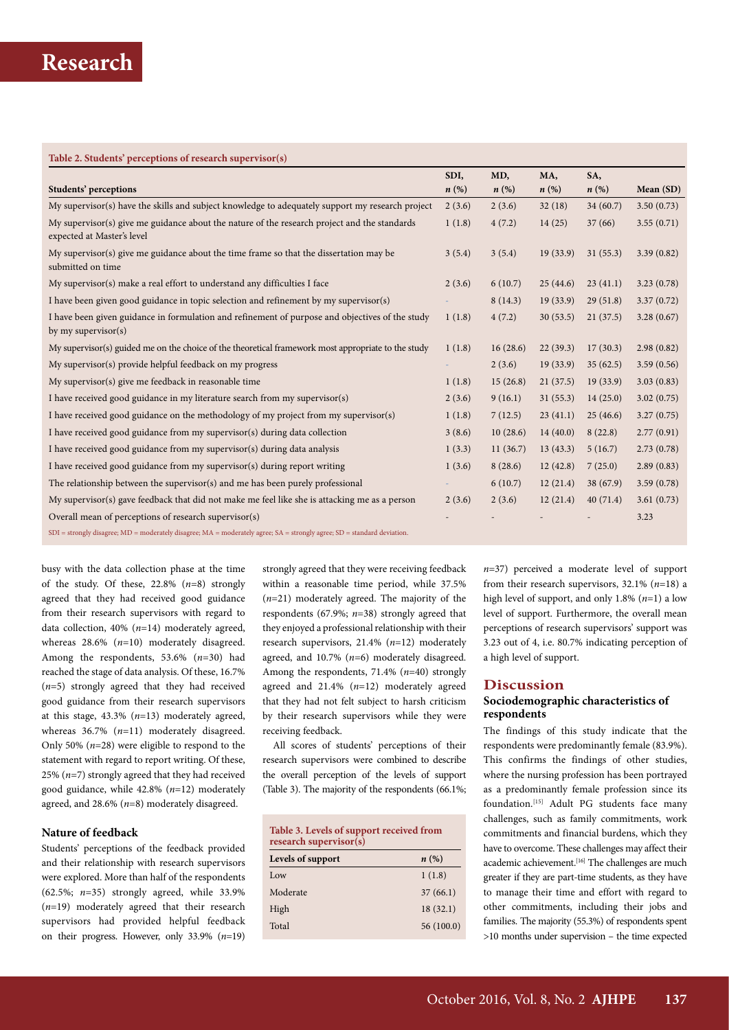**Table 2. Students' perceptions of research supervisor(s)**

| Students' perceptions | SDI, *n* (%) | MD, *n* (%) | MA, *n* (%) | SA, *n* (%) | Mean (SD) |
|---|---|---|---|---|---|
| My supervisor(s) have the skills and subject knowledge to adequately support my research project | 2 (3.6) | 2 (3.6) | 32 (18) | 34 (60.7) | 3.50 (0.73) |
| My supervisor(s) give me guidance about the nature of the research project and the standards expected at Master's level | 1 (1.8) | 4 (7.2) | 14 (25) | 37 (66) | 3.55 (0.71) |
| My supervisor(s) give me guidance about the time frame so that the dissertation may be submitted on time | 3 (5.4) | 3 (5.4) | 19 (33.9) | 31 (55.3) | 3.39 (0.82) |
| My supervisor(s) make a real effort to understand any difficulties I face | 2 (3.6) | 6 (10.7) | 25 (44.6) | 23 (41.1) | 3.23 (0.78) |
| I have been given good guidance in topic selection and refinement by my supervisor(s) | - | 8 (14.3) | 19 (33.9) | 29 (51.8) | 3.37 (0.72) |
| I have been given guidance in formulation and refinement of purpose and objectives of the study by my supervisor(s) | 1 (1.8) | 4 (7.2) | 30 (53.5) | 21 (37.5) | 3.28 (0.67) |
| My supervisor(s) guided me on the choice of the theoretical framework most appropriate to the study | 1 (1.8) | 16 (28.6) | 22 (39.3) | 17 (30.3) | 2.98 (0.82) |
| My supervisor(s) provide helpful feedback on my progress | - | 2 (3.6) | 19 (33.9) | 35 (62.5) | 3.59 (0.56) |
| My supervisor(s) give me feedback in reasonable time | 1 (1.8) | 15 (26.8) | 21 (37.5) | 19 (33.9) | 3.03 (0.83) |
| I have received good guidance in my literature search from my supervisor(s) | 2 (3.6) | 9 (16.1) | 31 (55.3) | 14 (25.0) | 3.02 (0.75) |
| I have received good guidance on the methodology of my project from my supervisor(s) | 1 (1.8) | 7 (12.5) | 23 (41.1) | 25 (46.6) | 3.27 (0.75) |
| I have received good guidance from my supervisor(s) during data collection | 3 (8.6) | 10 (28.6) | 14 (40.0) | 8 (22.8) | 2.77 (0.91) |
| I have received good guidance from my supervisor(s) during data analysis | 1 (3.3) | 11 (36.7) | 13 (43.3) | 5 (16.7) | 2.73 (0.78) |
| I have received good guidance from my supervisor(s) during report writing | 1 (3.6) | 8 (28.6) | 12 (42.8) | 7 (25.0) | 2.89 (0.83) |
| The relationship between the supervisor(s) and me has been purely professional | - | 6 (10.7) | 12 (21.4) | 38 (67.9) | 3.59 (0.78) |
| My supervisor(s) gave feedback that did not make me feel like she is attacking me as a person | 2 (3.6) | 2 (3.6) | 12 (21.4) | 40 (71.4) | 3.61 (0.73) |
| Overall mean of perceptions of research supervisor(s) | - | - | - | - | 3.23 |

SDI = strongly disagree; MD = moderately disagree; MA = moderately agree; SA = strongly agree; SD = standard deviation.

busy with the data collection phase at the time of the study. Of these, 22.8% (*n*=8) strongly agreed that they had received good guidance from their research supervisors with regard to data collection, 40% (*n*=14) moderately agreed, whereas 28.6% (*n*=10) moderately disagreed. Among the respondents, 53.6% (*n*=30) had reached the stage of data analysis. Of these, 16.7% (*n*=5) strongly agreed that they had received good guidance from their research supervisors at this stage, 43.3% (*n*=13) moderately agreed, whereas 36.7% (*n*=11) moderately disagreed. Only 50% (*n*=28) were eligible to respond to the statement with regard to report writing. Of these, 25% (*n*=7) strongly agreed that they had received good guidance, while 42.8% (*n*=12) moderately agreed, and 28.6% (*n*=8) moderately disagreed.

### Nature of feedback

Students' perceptions of the feedback provided and their relationship with research supervisors were explored. More than half of the respondents (62.5%; *n*=35) strongly agreed, while 33.9% (*n*=19) moderately agreed that their research supervisors had provided helpful feedback on their progress. However, only 33.9% (*n*=19) strongly agreed that they were receiving feedback within a reasonable time period, while 37.5% (*n*=21) moderately agreed. The majority of the respondents (67.9%; *n*=38) strongly agreed that they enjoyed a professional relationship with their research supervisors, 21.4% (*n*=12) moderately agreed, and 10.7% (*n*=6) moderately disagreed. Among the respondents, 71.4% (*n*=40) strongly agreed and 21.4% (*n*=12) moderately agreed that they had not felt subject to harsh criticism by their research supervisors while they were receiving feedback.

All scores of students' perceptions of their research supervisors were combined to describe the overall perception of the levels of support (Table 3). The majority of the respondents (66.1%; *n*=37) perceived a moderate level of support from their research supervisors, 32.1% (*n*=18) a high level of support, and only 1.8% (*n*=1) a low level of support. Furthermore, the overall mean perceptions of research supervisors' support was 3.23 out of 4, i.e. 80.7% indicating perception of a high level of support.

**Table 3. Levels of support received from research supervisor(s)**

| Levels of support | *n* (%) |
|---|---|
| Low | 1 (1.8) |
| Moderate | 37 (66.1) |
| High | 18 (32.1) |
| Total | 56 (100.0) |

## Discussion

### Sociodemographic characteristics of respondents

The findings of this study indicate that the respondents were predominantly female (83.9%). This confirms the findings of other studies, where the nursing profession has been portrayed as a predominantly female profession since its foundation.[15] Adult PG students face many challenges, such as family commitments, work commitments and financial burdens, which they have to overcome. These challenges may affect their academic achievement.[16] The challenges are much greater if they are part-time students, as they have to manage their time and effort with regard to other commitments, including their jobs and families. The majority (55.3%) of respondents spent >10 months under supervision – the time expected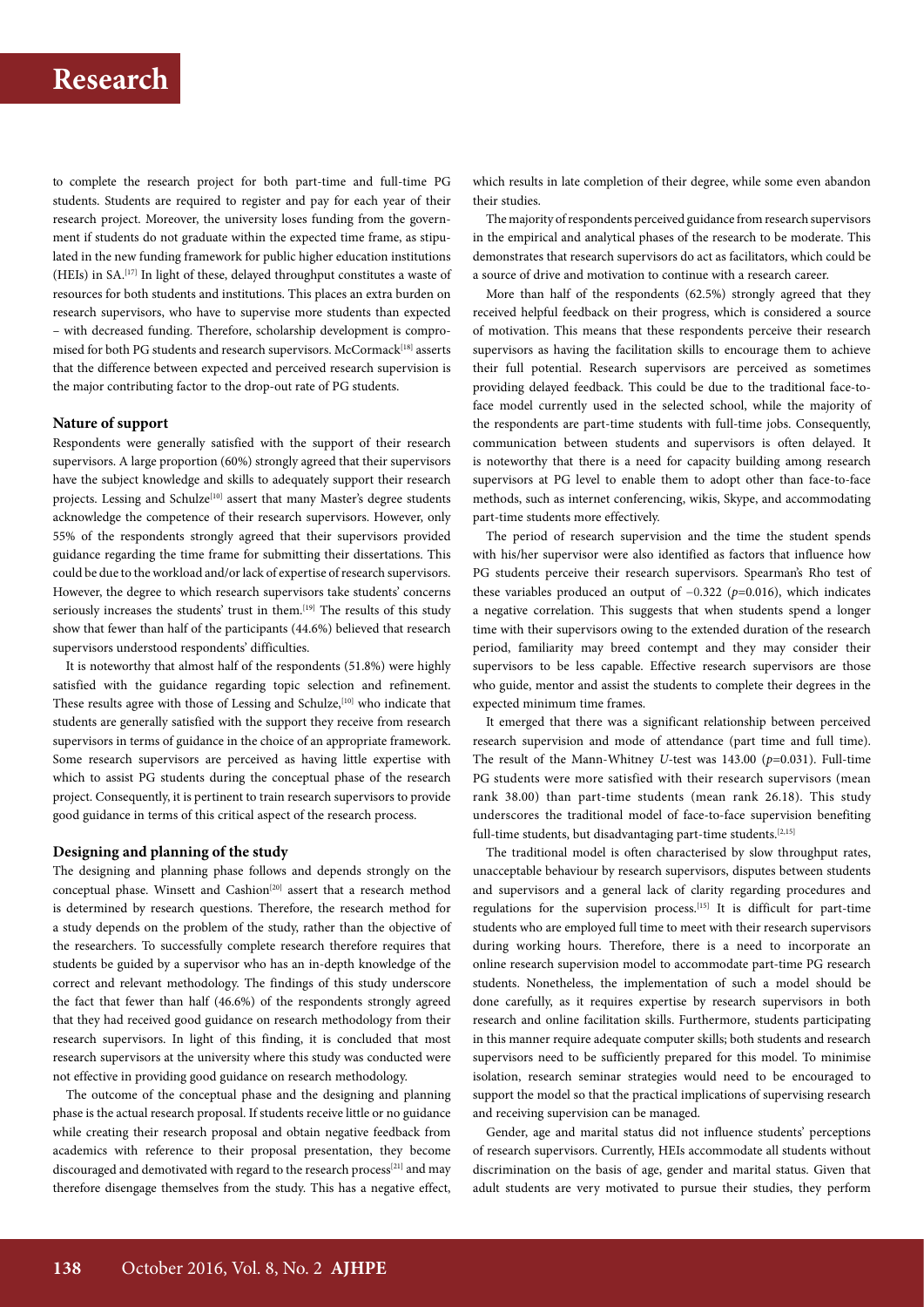to complete the research project for both part-time and full-time PG students. Students are required to register and pay for each year of their research project. Moreover, the university loses funding from the government if students do not graduate within the expected time frame, as stipulated in the new funding framework for public higher education institutions (HEIs) in SA.[17] In light of these, delayed throughput constitutes a waste of resources for both students and institutions. This places an extra burden on research supervisors, who have to supervise more students than expected – with decreased funding. Therefore, scholarship development is compromised for both PG students and research supervisors. McCormack[18] asserts that the difference between expected and perceived research supervision is the major contributing factor to the drop-out rate of PG students.

### Nature of support

Respondents were generally satisfied with the support of their research supervisors. A large proportion (60%) strongly agreed that their supervisors have the subject knowledge and skills to adequately support their research projects. Lessing and Schulze[10] assert that many Master's degree students acknowledge the competence of their research supervisors. However, only 55% of the respondents strongly agreed that their supervisors provided guidance regarding the time frame for submitting their dissertations. This could be due to the workload and/or lack of expertise of research supervisors. However, the degree to which research supervisors take students' concerns seriously increases the students' trust in them.[19] The results of this study show that fewer than half of the participants (44.6%) believed that research supervisors understood respondents' difficulties.

It is noteworthy that almost half of the respondents (51.8%) were highly satisfied with the guidance regarding topic selection and refinement. These results agree with those of Lessing and Schulze,[10] who indicate that students are generally satisfied with the support they receive from research supervisors in terms of guidance in the choice of an appropriate framework. Some research supervisors are perceived as having little expertise with which to assist PG students during the conceptual phase of the research project. Consequently, it is pertinent to train research supervisors to provide good guidance in terms of this critical aspect of the research process.

### Designing and planning of the study

The designing and planning phase follows and depends strongly on the conceptual phase. Winsett and Cashion[20] assert that a research method is determined by research questions. Therefore, the research method for a study depends on the problem of the study, rather than the objective of the researchers. To successfully complete research therefore requires that students be guided by a supervisor who has an in-depth knowledge of the correct and relevant methodology. The findings of this study underscore the fact that fewer than half (46.6%) of the respondents strongly agreed that they had received good guidance on research methodology from their research supervisors. In light of this finding, it is concluded that most research supervisors at the university where this study was conducted were not effective in providing good guidance on research methodology.

The outcome of the conceptual phase and the designing and planning phase is the actual research proposal. If students receive little or no guidance while creating their research proposal and obtain negative feedback from academics with reference to their proposal presentation, they become discouraged and demotivated with regard to the research process[21] and may therefore disengage themselves from the study. This has a negative effect, which results in late completion of their degree, while some even abandon their studies.

The majority of respondents perceived guidance from research supervisors in the empirical and analytical phases of the research to be moderate. This demonstrates that research supervisors do act as facilitators, which could be a source of drive and motivation to continue with a research career.

More than half of the respondents (62.5%) strongly agreed that they received helpful feedback on their progress, which is considered a source of motivation. This means that these respondents perceive their research supervisors as having the facilitation skills to encourage them to achieve their full potential. Research supervisors are perceived as sometimes providing delayed feedback. This could be due to the traditional face-to-face model currently used in the selected school, while the majority of the respondents are part-time students with full-time jobs. Consequently, communication between students and supervisors is often delayed. It is noteworthy that there is a need for capacity building among research supervisors at PG level to enable them to adopt other than face-to-face methods, such as internet conferencing, wikis, Skype, and accommodating part-time students more effectively.

The period of research supervision and the time the student spends with his/her supervisor were also identified as factors that influence how PG students perceive their research supervisors. Spearman's Rho test of these variables produced an output of −0.322 ($p$=0.016), which indicates a negative correlation. This suggests that when students spend a longer time with their supervisors owing to the extended duration of the research period, familiarity may breed contempt and they may consider their supervisors to be less capable. Effective research supervisors are those who guide, mentor and assist the students to complete their degrees in the expected minimum time frames.

It emerged that there was a significant relationship between perceived research supervision and mode of attendance (part time and full time). The result of the Mann-Whitney $U$-test was 143.00 ($p$=0.031). Full-time PG students were more satisfied with their research supervisors (mean rank 38.00) than part-time students (mean rank 26.18). This study underscores the traditional model of face-to-face supervision benefiting full-time students, but disadvantaging part-time students.[2,15]

The traditional model is often characterised by slow throughput rates, unacceptable behaviour by research supervisors, disputes between students and supervisors and a general lack of clarity regarding procedures and regulations for the supervision process.[15] It is difficult for part-time students who are employed full time to meet with their research supervisors during working hours. Therefore, there is a need to incorporate an online research supervision model to accommodate part-time PG research students. Nonetheless, the implementation of such a model should be done carefully, as it requires expertise by research supervisors in both research and online facilitation skills. Furthermore, students participating in this manner require adequate computer skills; both students and research supervisors need to be sufficiently prepared for this model. To minimise isolation, research seminar strategies would need to be encouraged to support the model so that the practical implications of supervising research and receiving supervision can be managed.

Gender, age and marital status did not influence students' perceptions of research supervisors. Currently, HEIs accommodate all students without discrimination on the basis of age, gender and marital status. Given that adult students are very motivated to pursue their studies, they perform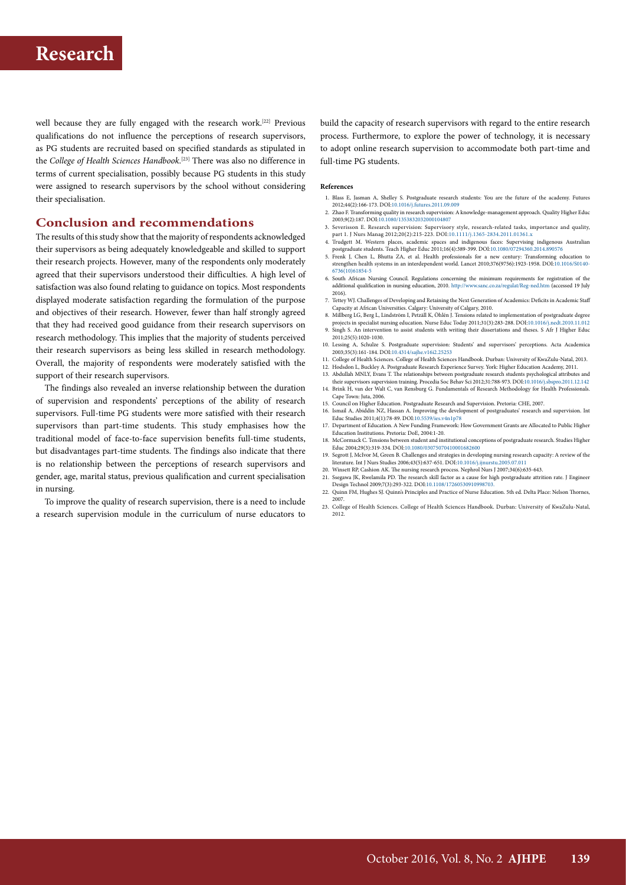well because they are fully engaged with the research work.[22] Previous qualifications do not influence the perceptions of research supervisors, as PG students are recruited based on specified standards as stipulated in the *College of Health Sciences Handbook*.[23] There was also no difference in terms of current specialisation, possibly because PG students in this study were assigned to research supervisors by the school without considering their specialisation.

## Conclusion and recommendations

The results of this study show that the majority of respondents acknowledged their supervisors as being adequately knowledgeable and skilled to support their research projects. However, many of the respondents only moderately agreed that their supervisors understood their difficulties. A high level of satisfaction was also found relating to guidance on topics. Most respondents displayed moderate satisfaction regarding the formulation of the purpose and objectives of their research. However, fewer than half strongly agreed that they had received good guidance from their research supervisors on research methodology. This implies that the majority of students perceived their research supervisors as being less skilled in research methodology. Overall, the majority of respondents were moderately satisfied with the support of their research supervisors.

The findings also revealed an inverse relationship between the duration of supervision and respondents' perceptions of the ability of research supervisors. Full-time PG students were more satisfied with their research supervisors than part-time students. This study emphasises how the traditional model of face-to-face supervision benefits full-time students, but disadvantages part-time students. The findings also indicate that there is no relationship between the perceptions of research supervisors and gender, age, marital status, previous qualification and current specialisation in nursing.

To improve the quality of research supervision, there is a need to include a research supervision module in the curriculum of nurse educators to build the capacity of research supervisors with regard to the entire research process. Furthermore, to explore the power of technology, it is necessary to adopt online research supervision to accommodate both part-time and full-time PG students.

#### References

1. Blass E, Jasman A, Shelley S. Postgraduate research students: You are the future of the academy. Futures 2012;44(2):166-173. DOI:10.1016/j.futures.2011.09.009
2. Zhao F. Transforming quality in research supervision: A knowledge-management approach. Quality Higher Educ 2003;9(2):187. DOI:10.1080/1353832032000104807
3. Severisson E. Research supervision: Supervisory style, research-related tasks, importance and quality, part 1. J Nurs Manag 2012;20(2):215-223. DOI:10.1111/j.1365-2834.2011.01361.x
4. Trudgett M. Western places, academic spaces and indigenous faces: Supervising indigenous Australian postgraduate students. Teach Higher Educ 2011;16(4):389-399. DOI:10.1080/07294360.2014.890576
5. Frenk J, Chen L, Bhutta ZA, et al. Health professionals for a new century: Transforming education to strengthen health systems in an interdependent world. Lancet 2010;376(9756):1923-1958. DOI:10.1016/S0140-6736(10)61854-5
6. South African Nursing Council. Regulations concerning the minimum requirements for registration of the additional qualification in nursing education, 2010. http://www.sanc.co.za/regulat/Reg-ned.htm (accessed 19 July 2016).
7. Tettey WJ. Challenges of Developing and Retaining the Next Generation of Academics: Deficits in Academic Staff Capacity at African Universities. Calgary: University of Calgary, 2010.
8. Millberg LG, Berg L, Lindström I, Petzäll K, Öhlén J. Tensions related to implementation of postgraduate degree projects in specialist nursing education. Nurse Educ Today 2011;31(3):283-288. DOI:10.1016/j.nedt.2010.11.012
9. Singh S. An intervention to assist students with writing their dissertations and theses. S Afr J Higher Educ 2011;25(5):1020-1030.
10. Lessing A, Schulze S. Postgraduate supervision: Students' and supervisors' perceptions. Acta Academica 2003;35(3):161-184. DOI:10.4314/sajhe.v16i2.25253
11. College of Health Sciences. College of Health Sciences Handbook. Durban: University of KwaZulu-Natal, 2013.
12. Hodsdon L, Buckley A. Postgraduate Research Experience Survey. York: Higher Education Academy, 2011.
13. Abdullah MNLY, Evans T. The relationships between postgraduate research students psychological attributes and their supervisors supervision training. Procedia Soc Behav Sci 2012;31:788-973. DOI:10.1016/j.sbspro.2011.12.142
14. Brink H, van der Walt C, van Rensburg G. Fundamentals of Research Methodology for Health Professionals. Cape Town: Juta, 2006.
15. Council on Higher Education. Postgraduate Research and Supervision. Pretoria: CHE, 2007.
16. Ismail A, Abiddin NZ, Hassan A. Improving the development of postgraduates' research and supervision. Int Educ Studies 2011;4(1):78-89. DOI:10.5539/ies.v4n1p78
17. Department of Education. A New Funding Framework: How Government Grants are Allocated to Public Higher Education Institutions. Pretoria: DoE, 2004:1-20.
18. McCormack C. Tensions between student and institutional conceptions of postgraduate research. Studies Higher Educ 2004;29(3):319-334. DOI:10.1080/03075070410001682600
19. Segrott J, McIvor M, Green B. Challenges and strategies in developing nursing research capacity: A review of the literature. Int J Nurs Studies 2006;43(5):637-651. DOI:10.1016/j.ijnurstu.2005.07.011
20. Winsett RP, Cashion AK. The nursing research process. Nephrol Nurs J 2007;34(6):635-643.
21. Ssegawa JK, Rwelamila PD. The research skill factor as a cause for high postgraduate attrition rate. J Engineer Design Technol 2009;7(3):293-322. DOI:10.1108/17260530910998703.
22. Quinn FM, Hughes SJ. Quinn's Principles and Practice of Nurse Education. 5th ed. Delta Place: Nelson Thornes, 2007.
23. College of Health Sciences. College of Health Sciences Handbook. Durban: University of KwaZulu-Natal, 2012.